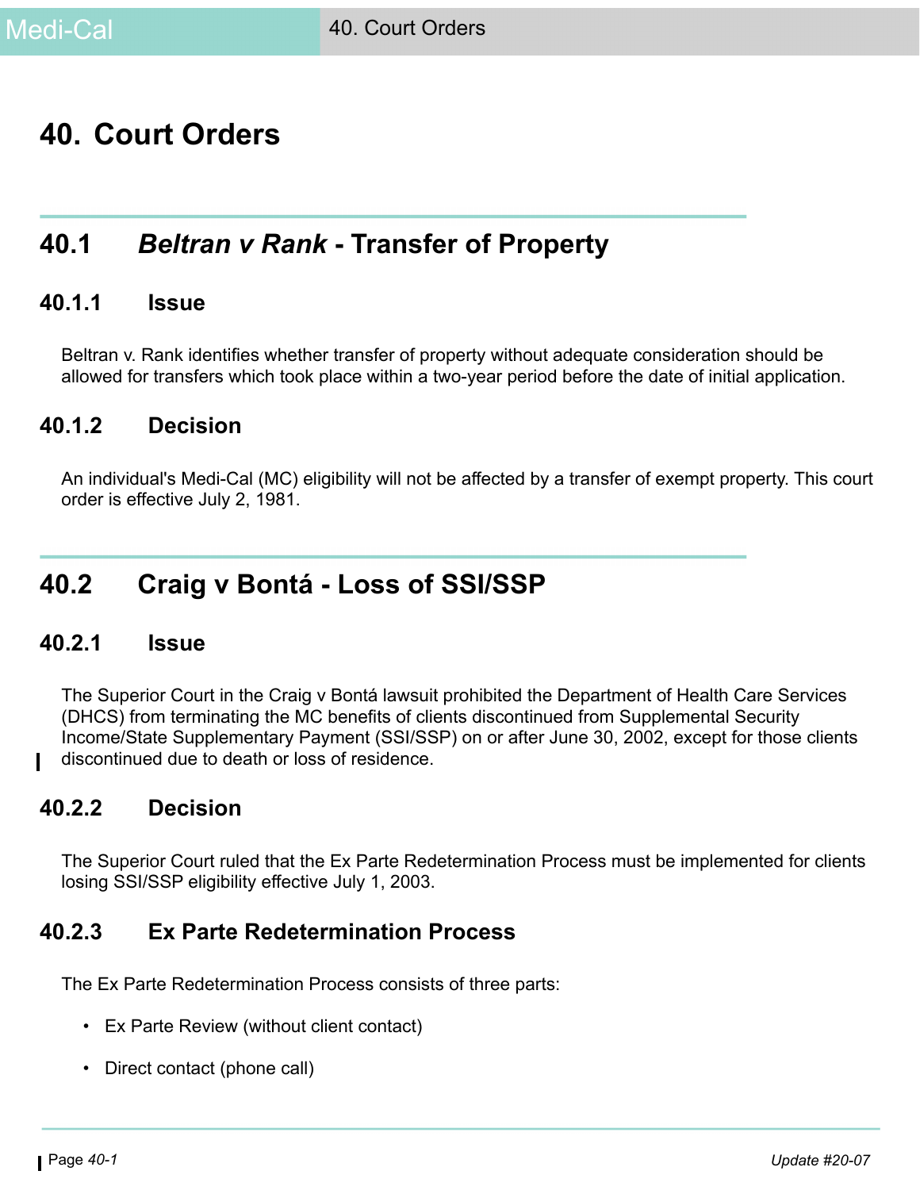# 40. Court Orders

## 40.1 *Beltran v Rank* - Transfer of Property

### 40.1.1 Issue

Beltran v. Rank identifies whether transfer of property without adequate consideration should be allowed for transfers which took place within a two-year period before the date of initial application.

### 40.1.2 Decision

An individual's Medi-Cal (MC) eligibility will not be affected by a transfer of exempt property. This court order is effective July 2, 1981.

## 40.2 Craig v Bontá - Loss of SSI/SSP

### 40.2.1 Issue

The Superior Court in the Craig v Bontá lawsuit prohibited the Department of Health Care Services (DHCS) from terminating the MC benefits of clients discontinued from Supplemental Security Income/State Supplementary Payment (SSI/SSP) on or after June 30, 2002, except for those clients discontinued due to death or loss of residence.

### 40.2.2 Decision

The Superior Court ruled that the Ex Parte Redetermination Process must be implemented for clients losing SSI/SSP eligibility effective July 1, 2003.

### 40.2.3 Ex Parte Redetermination Process

The Ex Parte Redetermination Process consists of three parts:

- Ex Parte Review (without client contact)
- Direct contact (phone call)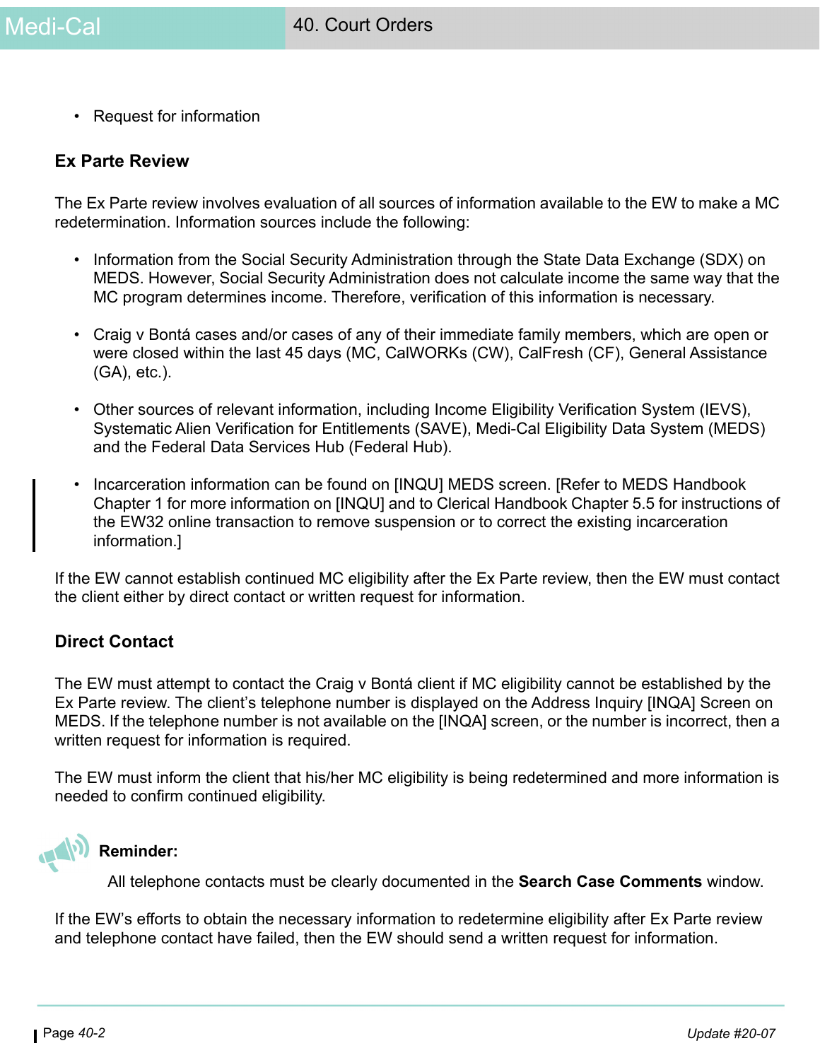- Request for information

### Ex Parte Review

The Ex Parte review involves evaluation of all sources of information available to the EW to make a MC redetermination. Information sources include the following:

- Information from the Social Security Administration through the State Data Exchange (SDX) on MEDS. However, Social Security Administration does not calculate income the same way that the MC program determines income. Therefore, verification of this information is necessary.

- Craig v Bontá cases and/or cases of any of their immediate family members, which are open or were closed within the last 45 days (MC, CalWORKs (CW), CalFresh (CF), General Assistance (GA), etc.).

- Other sources of relevant information, including Income Eligibility Verification System (IEVS), Systematic Alien Verification for Entitlements (SAVE), Medi-Cal Eligibility Data System (MEDS) and the Federal Data Services Hub (Federal Hub).

- Incarceration information can be found on [INQU] MEDS screen. [Refer to MEDS Handbook Chapter 1 for more information on [INQU] and to Clerical Handbook Chapter 5.5 for instructions of the EW32 online transaction to remove suspension or to correct the existing incarceration information.]

If the EW cannot establish continued MC eligibility after the Ex Parte review, then the EW must contact the client either by direct contact or written request for information.

### Direct Contact

The EW must attempt to contact the Craig v Bontá client if MC eligibility cannot be established by the Ex Parte review. The client's telephone number is displayed on the Address Inquiry [INQA] Screen on MEDS. If the telephone number is not available on the [INQA] screen, or the number is incorrect, then a written request for information is required.

The EW must inform the client that his/her MC eligibility is being redetermined and more information is needed to confirm continued eligibility.

**Reminder:**

All telephone contacts must be clearly documented in the **Search Case Comments** window.

If the EW's efforts to obtain the necessary information to redetermine eligibility after Ex Parte review and telephone contact have failed, then the EW should send a written request for information.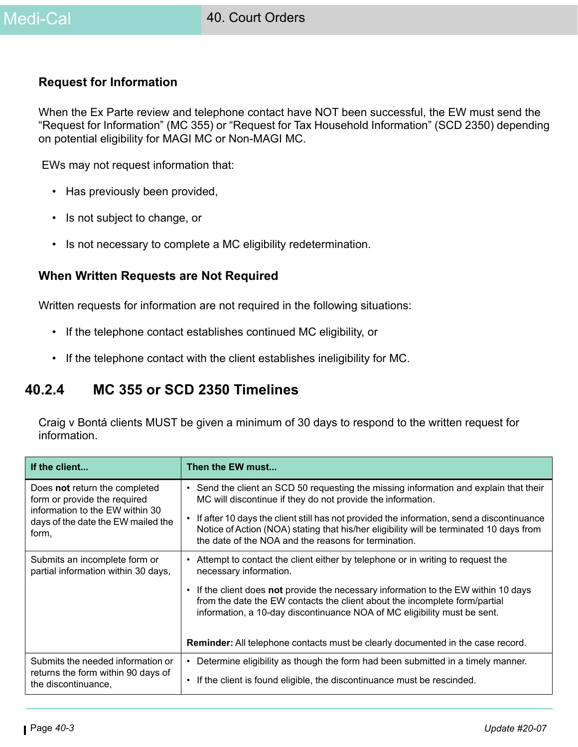### Request for Information

When the Ex Parte review and telephone contact have NOT been successful, the EW must send the “Request for Information” (MC 355) or “Request for Tax Household Information” (SCD 2350) depending on potential eligibility for MAGI MC or Non-MAGI MC.

EWs may not request information that:

- Has previously been provided,
- Is not subject to change, or
- Is not necessary to complete a MC eligibility redetermination.

### When Written Requests are Not Required

Written requests for information are not required in the following situations:

- If the telephone contact establishes continued MC eligibility, or
- If the telephone contact with the client establishes ineligibility for MC.

## 40.2.4 MC 355 or SCD 2350 Timelines

Craig v Bontá clients MUST be given a minimum of 30 days to respond to the written request for information.

| If the client... | Then the EW must... |
|---|---|
| Does **not** return the completed form or provide the required information to the EW within 30 days of the date the EW mailed the form, | • Send the client an SCD 50 requesting the missing information and explain that their MC will discontinue if they do not provide the information.<br>• If after 10 days the client still has not provided the information, send a discontinuance Notice of Action (NOA) stating that his/her eligibility will be terminated 10 days from the date of the NOA and the reasons for termination. |
| Submits an incomplete form or partial information within 30 days, | • Attempt to contact the client either by telephone or in writing to request the necessary information.<br>• If the client does **not** provide the necessary information to the EW within 10 days from the date the EW contacts the client about the incomplete form/partial information, a 10-day discontinuance NOA of MC eligibility must be sent.<br><br>**Reminder:** All telephone contacts must be clearly documented in the case record. |
| Submits the needed information or returns the form within 90 days of the discontinuance, | • Determine eligibility as though the form had been submitted in a timely manner.<br>• If the client is found eligible, the discontinuance must be rescinded. |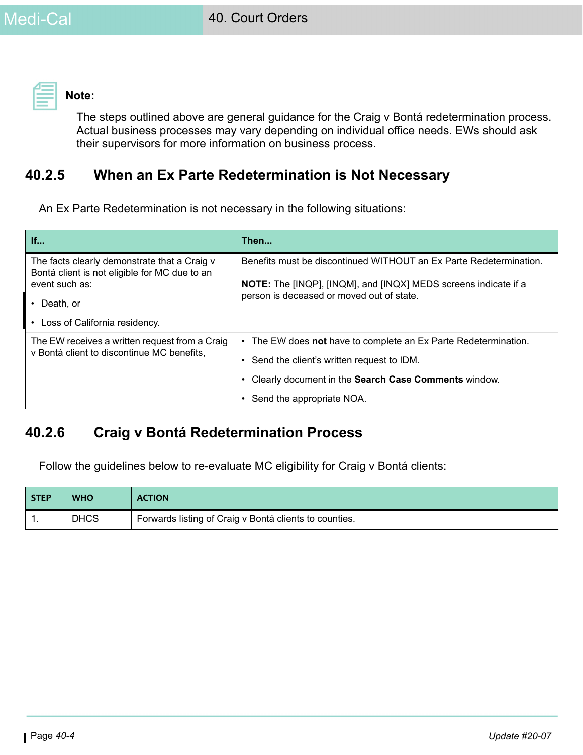**Note:**

The steps outlined above are general guidance for the Craig v Bontá redetermination process. Actual business processes may vary depending on individual office needs. EWs should ask their supervisors for more information on business process.

## 40.2.5 When an Ex Parte Redetermination is Not Necessary

An Ex Parte Redetermination is not necessary in the following situations:

| If... | Then... |
|---|---|
| The facts clearly demonstrate that a Craig v Bontá client is not eligible for MC due to an event such as:<br>• Death, or<br>• Loss of California residency. | Benefits must be discontinued WITHOUT an Ex Parte Redetermination.<br><br>**NOTE:** The [INQP], [INQM], and [INQX] MEDS screens indicate if a person is deceased or moved out of state. |
| The EW receives a written request from a Craig v Bontá client to discontinue MC benefits, | • The EW does **not** have to complete an Ex Parte Redetermination.<br>• Send the client's written request to IDM.<br>• Clearly document in the **Search Case Comments** window.<br>• Send the appropriate NOA. |

## 40.2.6 Craig v Bontá Redetermination Process

Follow the guidelines below to re-evaluate MC eligibility for Craig v Bontá clients:

| STEP | WHO | ACTION |
|---|---|---|
| 1. | DHCS | Forwards listing of Craig v Bontá clients to counties. |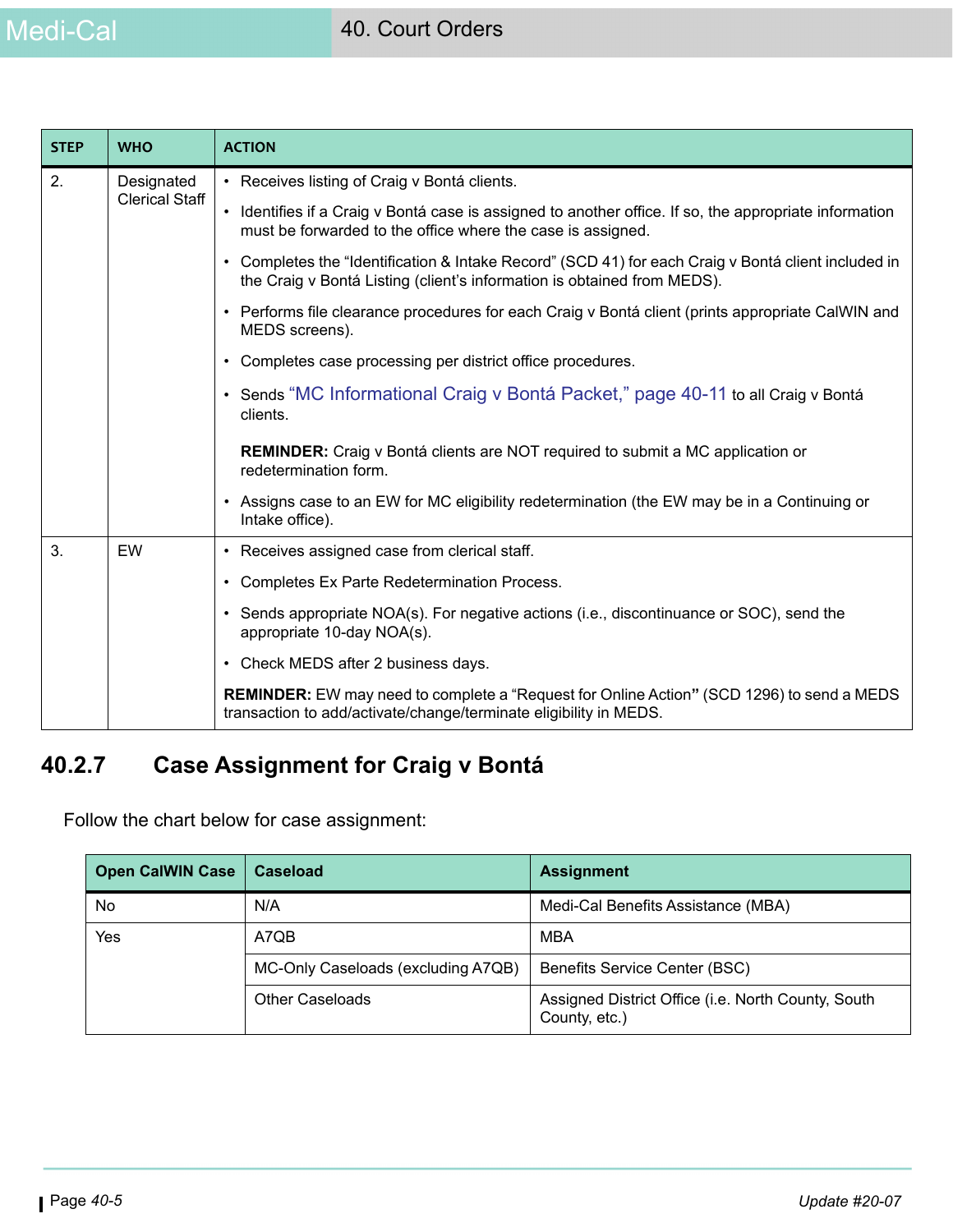| STEP | WHO | ACTION |
|---|---|---|
| 2. | Designated Clerical Staff | • Receives listing of Craig v Bontá clients.<br>• Identifies if a Craig v Bontá case is assigned to another office. If so, the appropriate information must be forwarded to the office where the case is assigned.<br>• Completes the "Identification & Intake Record" (SCD 41) for each Craig v Bontá client included in the Craig v Bontá Listing (client's information is obtained from MEDS).<br>• Performs file clearance procedures for each Craig v Bontá client (prints appropriate CalWIN and MEDS screens).<br>• Completes case processing per district office procedures.<br>• Sends "MC Informational Craig v Bontá Packet," page 40-11 to all Craig v Bontá clients.<br>**REMINDER:** Craig v Bontá clients are NOT required to submit a MC application or redetermination form.<br>• Assigns case to an EW for MC eligibility redetermination (the EW may be in a Continuing or Intake office). |
| 3. | EW | • Receives assigned case from clerical staff.<br>• Completes Ex Parte Redetermination Process.<br>• Sends appropriate NOA(s). For negative actions (i.e., discontinuance or SOC), send the appropriate 10-day NOA(s).<br>• Check MEDS after 2 business days.<br>**REMINDER:** EW may need to complete a "Request for Online Action" (SCD 1296) to send a MEDS transaction to add/activate/change/terminate eligibility in MEDS. |

## 40.2.7 Case Assignment for Craig v Bontá

Follow the chart below for case assignment:

| Open CalWIN Case | Caseload | Assignment |
|---|---|---|
| No | N/A | Medi-Cal Benefits Assistance (MBA) |
| Yes | A7QB | MBA |
| | MC-Only Caseloads (excluding A7QB) | Benefits Service Center (BSC) |
| | Other Caseloads | Assigned District Office (i.e. North County, South County, etc.) |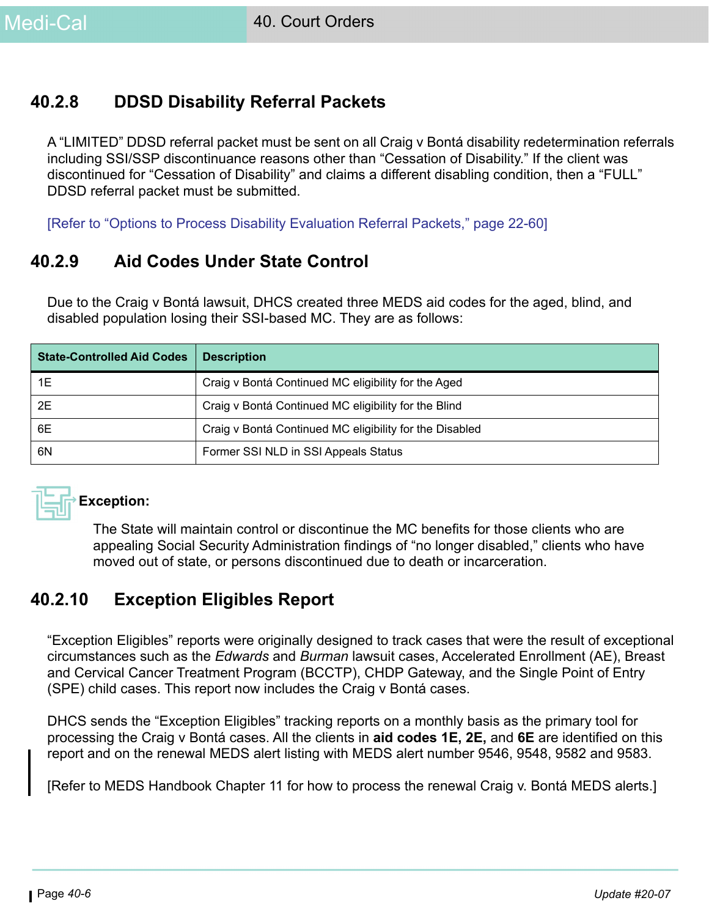## 40.2.8 DDSD Disability Referral Packets

A "LIMITED" DDSD referral packet must be sent on all Craig v Bontá disability redetermination referrals including SSI/SSP discontinuance reasons other than "Cessation of Disability." If the client was discontinued for "Cessation of Disability" and claims a different disabling condition, then a "FULL" DDSD referral packet must be submitted.

[Refer to "Options to Process Disability Evaluation Referral Packets," page 22-60]

## 40.2.9 Aid Codes Under State Control

Due to the Craig v Bontá lawsuit, DHCS created three MEDS aid codes for the aged, blind, and disabled population losing their SSI-based MC. They are as follows:

| State-Controlled Aid Codes | Description |
|---|---|
| 1E | Craig v Bontá Continued MC eligibility for the Aged |
| 2E | Craig v Bontá Continued MC eligibility for the Blind |
| 6E | Craig v Bontá Continued MC eligibility for the Disabled |
| 6N | Former SSI NLD in SSI Appeals Status |

**Exception:**

The State will maintain control or discontinue the MC benefits for those clients who are appealing Social Security Administration findings of "no longer disabled," clients who have moved out of state, or persons discontinued due to death or incarceration.

## 40.2.10 Exception Eligibles Report

"Exception Eligibles" reports were originally designed to track cases that were the result of exceptional circumstances such as the *Edwards* and *Burman* lawsuit cases, Accelerated Enrollment (AE), Breast and Cervical Cancer Treatment Program (BCCTP), CHDP Gateway, and the Single Point of Entry (SPE) child cases. This report now includes the Craig v Bontá cases.

DHCS sends the "Exception Eligibles" tracking reports on a monthly basis as the primary tool for processing the Craig v Bontá cases. All the clients in **aid codes 1E, 2E,** and **6E** are identified on this report and on the renewal MEDS alert listing with MEDS alert number 9546, 9548, 9582 and 9583.

[Refer to MEDS Handbook Chapter 11 for how to process the renewal Craig v. Bontá MEDS alerts.]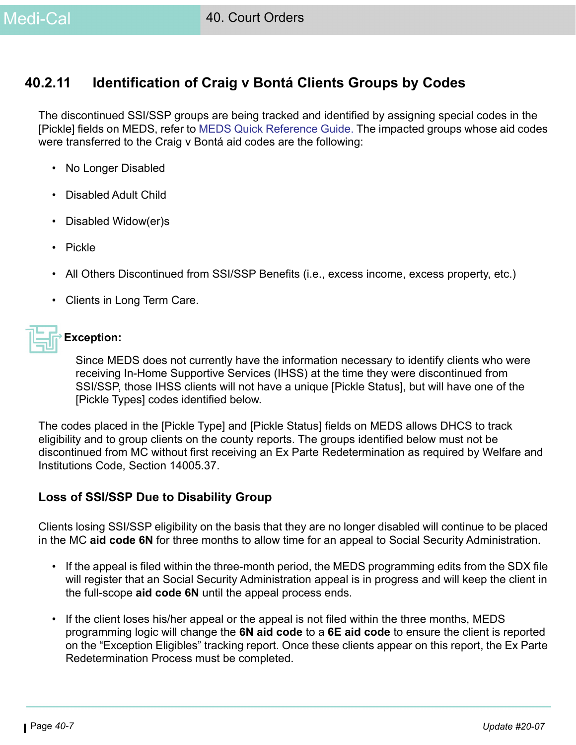## 40.2.11 Identification of Craig v Bontá Clients Groups by Codes

The discontinued SSI/SSP groups are being tracked and identified by assigning special codes in the [Pickle] fields on MEDS, refer to MEDS Quick Reference Guide. The impacted groups whose aid codes were transferred to the Craig v Bontá aid codes are the following:

- No Longer Disabled
- Disabled Adult Child
- Disabled Widow(er)s
- Pickle
- All Others Discontinued from SSI/SSP Benefits (i.e., excess income, excess property, etc.)
- Clients in Long Term Care.

**Exception:**

Since MEDS does not currently have the information necessary to identify clients who were receiving In-Home Supportive Services (IHSS) at the time they were discontinued from SSI/SSP, those IHSS clients will not have a unique [Pickle Status], but will have one of the [Pickle Types] codes identified below.

The codes placed in the [Pickle Type] and [Pickle Status] fields on MEDS allows DHCS to track eligibility and to group clients on the county reports. The groups identified below must not be discontinued from MC without first receiving an Ex Parte Redetermination as required by Welfare and Institutions Code, Section 14005.37.

### Loss of SSI/SSP Due to Disability Group

Clients losing SSI/SSP eligibility on the basis that they are no longer disabled will continue to be placed in the MC **aid code 6N** for three months to allow time for an appeal to Social Security Administration.

- If the appeal is filed within the three-month period, the MEDS programming edits from the SDX file will register that an Social Security Administration appeal is in progress and will keep the client in the full-scope **aid code 6N** until the appeal process ends.
- If the client loses his/her appeal or the appeal is not filed within the three months, MEDS programming logic will change the **6N aid code** to a **6E aid code** to ensure the client is reported on the “Exception Eligibles” tracking report. Once these clients appear on this report, the Ex Parte Redetermination Process must be completed.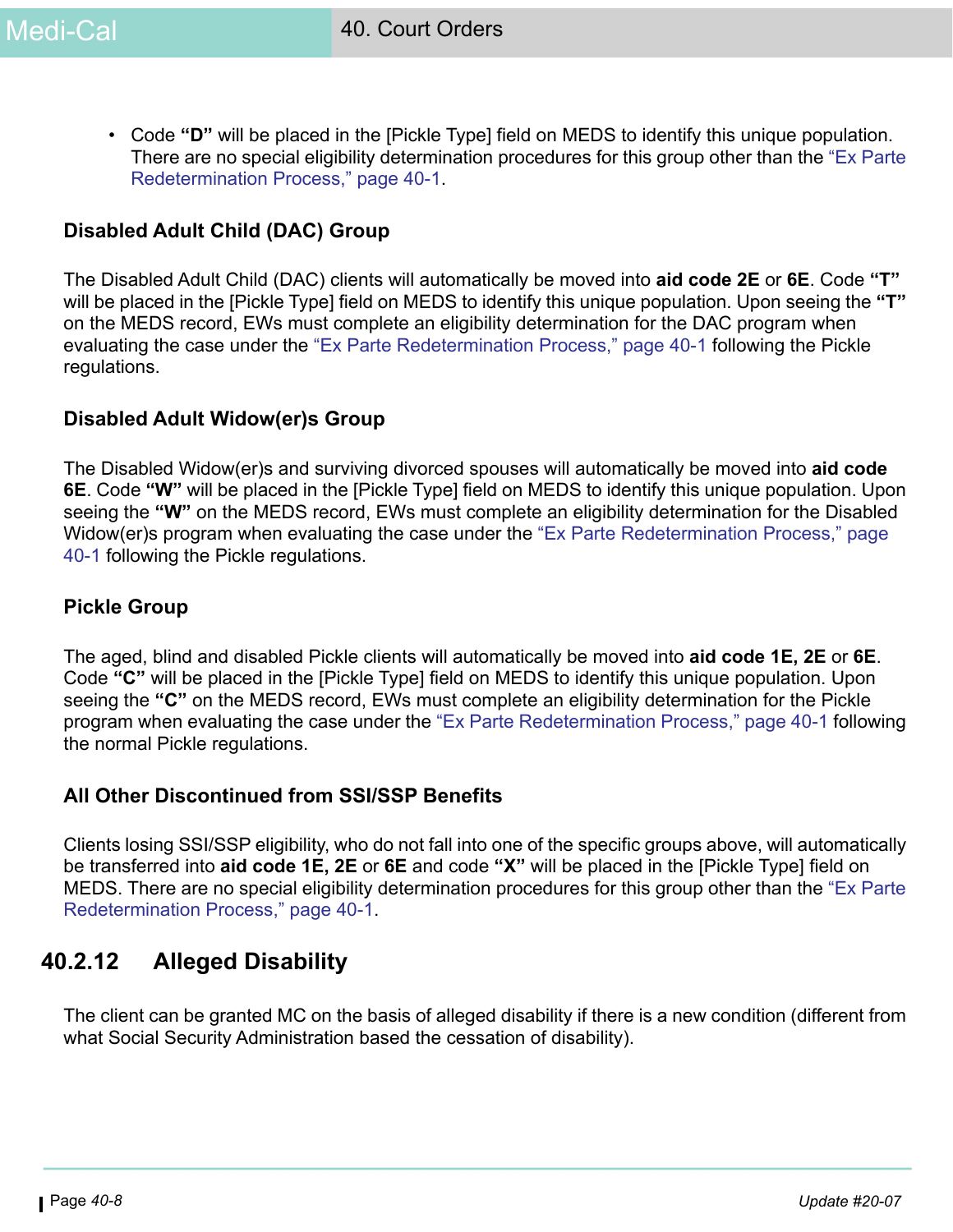- Code **"D"** will be placed in the [Pickle Type] field on MEDS to identify this unique population. There are no special eligibility determination procedures for this group other than the "Ex Parte Redetermination Process," page 40-1.

### Disabled Adult Child (DAC) Group

The Disabled Adult Child (DAC) clients will automatically be moved into **aid code 2E** or **6E**. Code **"T"** will be placed in the [Pickle Type] field on MEDS to identify this unique population. Upon seeing the **"T"** on the MEDS record, EWs must complete an eligibility determination for the DAC program when evaluating the case under the "Ex Parte Redetermination Process," page 40-1 following the Pickle regulations.

### Disabled Adult Widow(er)s Group

The Disabled Widow(er)s and surviving divorced spouses will automatically be moved into **aid code 6E**. Code **"W"** will be placed in the [Pickle Type] field on MEDS to identify this unique population. Upon seeing the **"W"** on the MEDS record, EWs must complete an eligibility determination for the Disabled Widow(er)s program when evaluating the case under the "Ex Parte Redetermination Process," page 40-1 following the Pickle regulations.

### Pickle Group

The aged, blind and disabled Pickle clients will automatically be moved into **aid code 1E, 2E** or **6E**. Code **"C"** will be placed in the [Pickle Type] field on MEDS to identify this unique population. Upon seeing the **"C"** on the MEDS record, EWs must complete an eligibility determination for the Pickle program when evaluating the case under the "Ex Parte Redetermination Process," page 40-1 following the normal Pickle regulations.

### All Other Discontinued from SSI/SSP Benefits

Clients losing SSI/SSP eligibility, who do not fall into one of the specific groups above, will automatically be transferred into **aid code 1E, 2E** or **6E** and code **"X"** will be placed in the [Pickle Type] field on MEDS. There are no special eligibility determination procedures for this group other than the "Ex Parte Redetermination Process," page 40-1.

## 40.2.12 Alleged Disability

The client can be granted MC on the basis of alleged disability if there is a new condition (different from what Social Security Administration based the cessation of disability).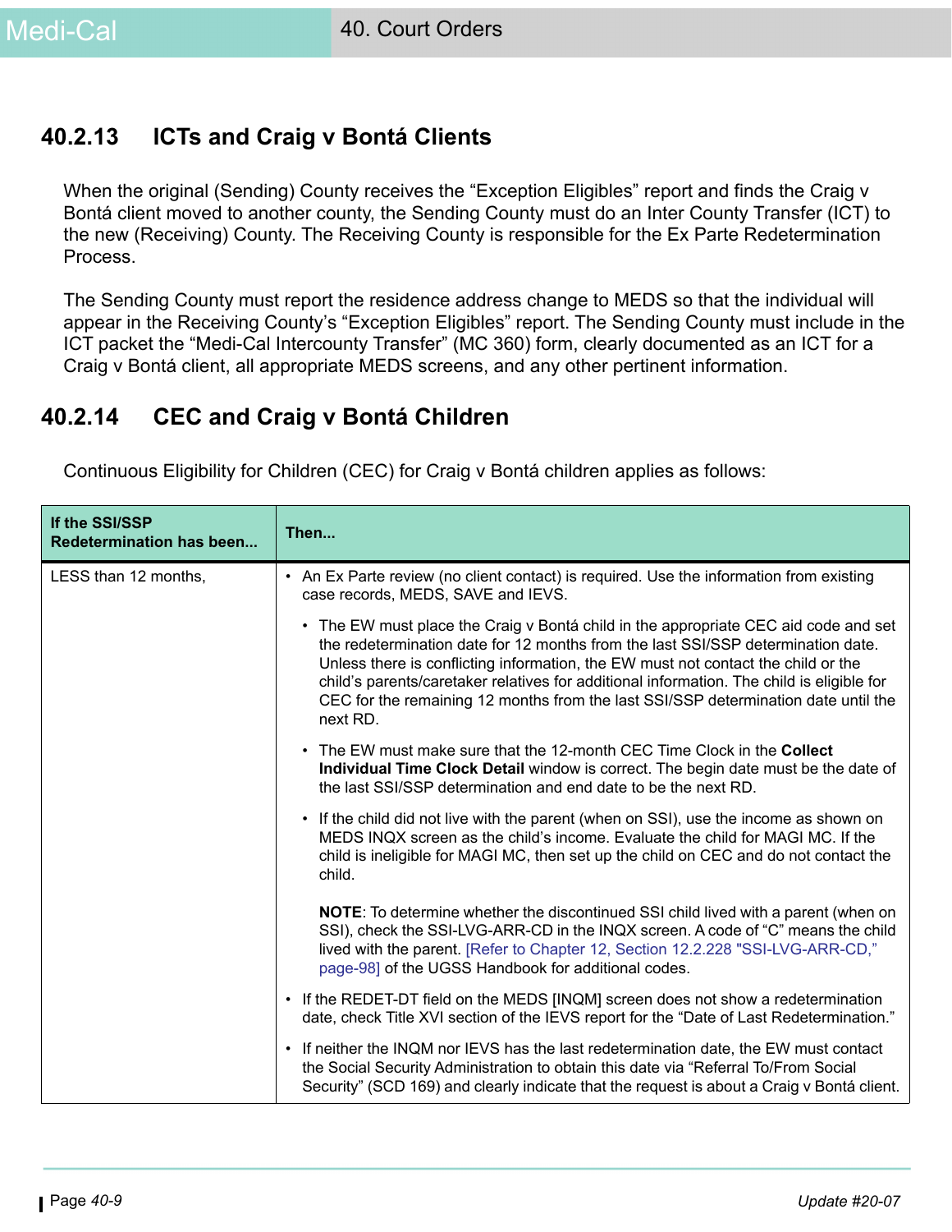## 40.2.13 ICTs and Craig v Bontá Clients

When the original (Sending) County receives the “Exception Eligibles” report and finds the Craig v Bontá client moved to another county, the Sending County must do an Inter County Transfer (ICT) to the new (Receiving) County. The Receiving County is responsible for the Ex Parte Redetermination Process.

The Sending County must report the residence address change to MEDS so that the individual will appear in the Receiving County’s “Exception Eligibles” report. The Sending County must include in the ICT packet the “Medi-Cal Intercounty Transfer” (MC 360) form, clearly documented as an ICT for a Craig v Bontá client, all appropriate MEDS screens, and any other pertinent information.

## 40.2.14 CEC and Craig v Bontá Children

Continuous Eligibility for Children (CEC) for Craig v Bontá children applies as follows:

| If the SSI/SSP Redetermination has been... | Then... |
|---|---|
| LESS than 12 months, | • An Ex Parte review (no client contact) is required. Use the information from existing case records, MEDS, SAVE and IEVS.<br>  • The EW must place the Craig v Bontá child in the appropriate CEC aid code and set the redetermination date for 12 months from the last SSI/SSP determination date. Unless there is conflicting information, the EW must not contact the child or the child’s parents/caretaker relatives for additional information. The child is eligible for CEC for the remaining 12 months from the last SSI/SSP determination date until the next RD.<br>  • The EW must make sure that the 12-month CEC Time Clock in the **Collect Individual Time Clock Detail** window is correct. The begin date must be the date of the last SSI/SSP determination and end date to be the next RD.<br>  • If the child did not live with the parent (when on SSI), use the income as shown on MEDS INQX screen as the child’s income. Evaluate the child for MAGI MC. If the child is ineligible for MAGI MC, then set up the child on CEC and do not contact the child.<br><br>**NOTE**: To determine whether the discontinued SSI child lived with a parent (when on SSI), check the SSI-LVG-ARR-CD in the INQX screen. A code of “C” means the child lived with the parent. [Refer to Chapter 12, Section 12.2.228 "SSI-LVG-ARR-CD," page-98] of the UGSS Handbook for additional codes.<br>• If the REDET-DT field on the MEDS [INQM] screen does not show a redetermination date, check Title XVI section of the IEVS report for the “Date of Last Redetermination.”<br>• If neither the INQM nor IEVS has the last redetermination date, the EW must contact the Social Security Administration to obtain this date via “Referral To/From Social Security” (SCD 169) and clearly indicate that the request is about a Craig v Bontá client. |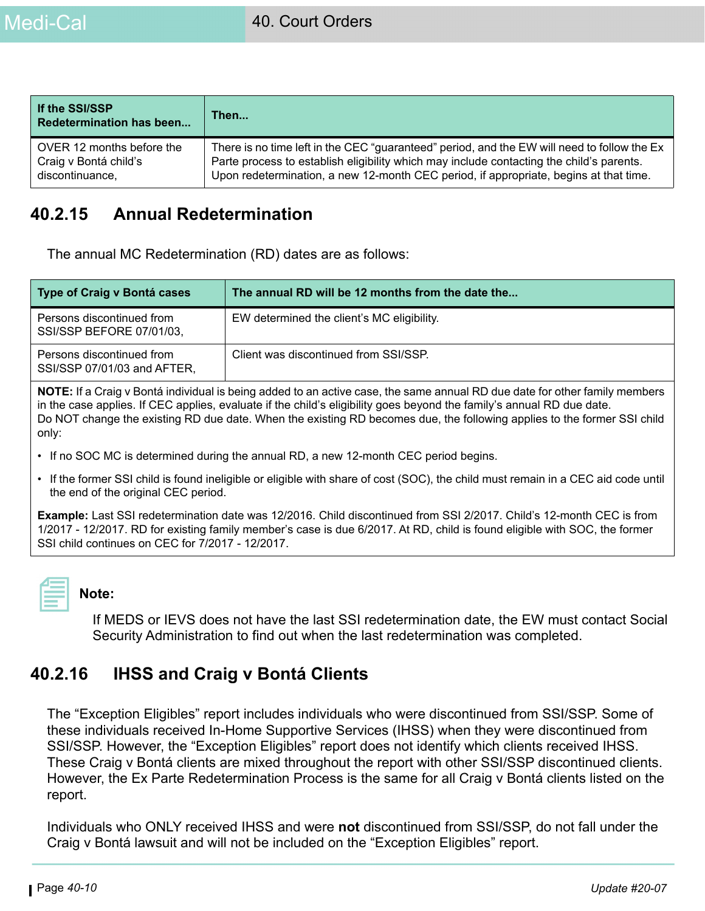| If the SSI/SSP Redetermination has been... | Then... |
|---|---|
| OVER 12 months before the Craig v Bontá child's discontinuance, | There is no time left in the CEC "guaranteed" period, and the EW will need to follow the Ex Parte process to establish eligibility which may include contacting the child's parents. Upon redetermination, a new 12-month CEC period, if appropriate, begins at that time. |

## 40.2.15 Annual Redetermination

The annual MC Redetermination (RD) dates are as follows:

| Type of Craig v Bontá cases | The annual RD will be 12 months from the date the... |
|---|---|
| Persons discontinued from SSI/SSP BEFORE 07/01/03, | EW determined the client's MC eligibility. |
| Persons discontinued from SSI/SSP 07/01/03 and AFTER, | Client was discontinued from SSI/SSP. |

**NOTE:** If a Craig v Bontá individual is being added to an active case, the same annual RD due date for other family members in the case applies. If CEC applies, evaluate if the child's eligibility goes beyond the family's annual RD due date.
Do NOT change the existing RD due date. When the existing RD becomes due, the following applies to the former SSI child only:

- If no SOC MC is determined during the annual RD, a new 12-month CEC period begins.
- If the former SSI child is found ineligible or eligible with share of cost (SOC), the child must remain in a CEC aid code until the end of the original CEC period.

**Example:** Last SSI redetermination date was 12/2016. Child discontinued from SSI 2/2017. Child's 12-month CEC is from 1/2017 - 12/2017. RD for existing family member's case is due 6/2017. At RD, child is found eligible with SOC, the former SSI child continues on CEC for 7/2017 - 12/2017.

**Note:**

If MEDS or IEVS does not have the last SSI redetermination date, the EW must contact Social Security Administration to find out when the last redetermination was completed.

## 40.2.16 IHSS and Craig v Bontá Clients

The "Exception Eligibles" report includes individuals who were discontinued from SSI/SSP. Some of these individuals received In-Home Supportive Services (IHSS) when they were discontinued from SSI/SSP. However, the "Exception Eligibles" report does not identify which clients received IHSS. These Craig v Bontá clients are mixed throughout the report with other SSI/SSP discontinued clients. However, the Ex Parte Redetermination Process is the same for all Craig v Bontá clients listed on the report.

Individuals who ONLY received IHSS and were **not** discontinued from SSI/SSP, do not fall under the Craig v Bontá lawsuit and will not be included on the "Exception Eligibles" report.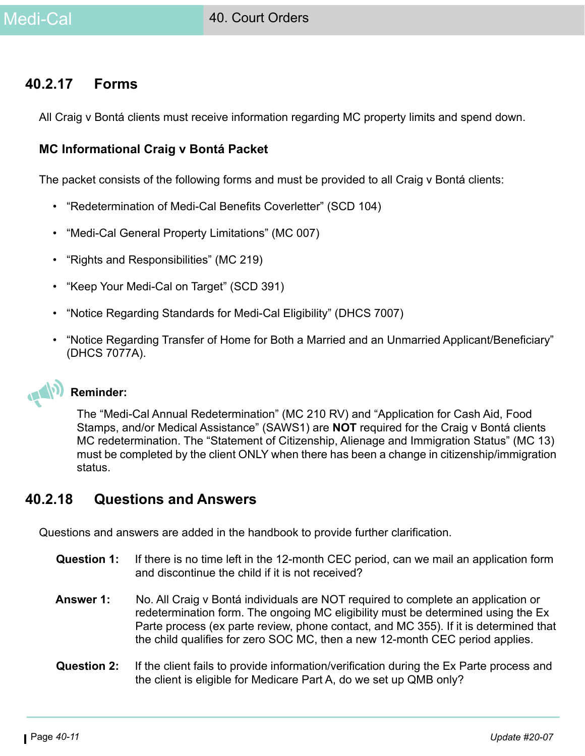## 40.2.17 Forms

All Craig v Bontá clients must receive information regarding MC property limits and spend down.

### MC Informational Craig v Bontá Packet

The packet consists of the following forms and must be provided to all Craig v Bontá clients:

- “Redetermination of Medi-Cal Benefits Coverletter” (SCD 104)
- “Medi-Cal General Property Limitations” (MC 007)
- “Rights and Responsibilities” (MC 219)
- “Keep Your Medi-Cal on Target” (SCD 391)
- “Notice Regarding Standards for Medi-Cal Eligibility” (DHCS 7007)
- “Notice Regarding Transfer of Home for Both a Married and an Unmarried Applicant/Beneficiary” (DHCS 7077A).

**Reminder:**

The “Medi-Cal Annual Redetermination” (MC 210 RV) and “Application for Cash Aid, Food Stamps, and/or Medical Assistance” (SAWS1) are **NOT** required for the Craig v Bontá clients MC redetermination. The “Statement of Citizenship, Alienage and Immigration Status” (MC 13) must be completed by the client ONLY when there has been a change in citizenship/immigration status.

## 40.2.18 Questions and Answers

Questions and answers are added in the handbook to provide further clarification.

**Question 1:** If there is no time left in the 12-month CEC period, can we mail an application form and discontinue the child if it is not received?

**Answer 1:** No. All Craig v Bontá individuals are NOT required to complete an application or redetermination form. The ongoing MC eligibility must be determined using the Ex Parte process (ex parte review, phone contact, and MC 355). If it is determined that the child qualifies for zero SOC MC, then a new 12-month CEC period applies.

**Question 2:** If the client fails to provide information/verification during the Ex Parte process and the client is eligible for Medicare Part A, do we set up QMB only?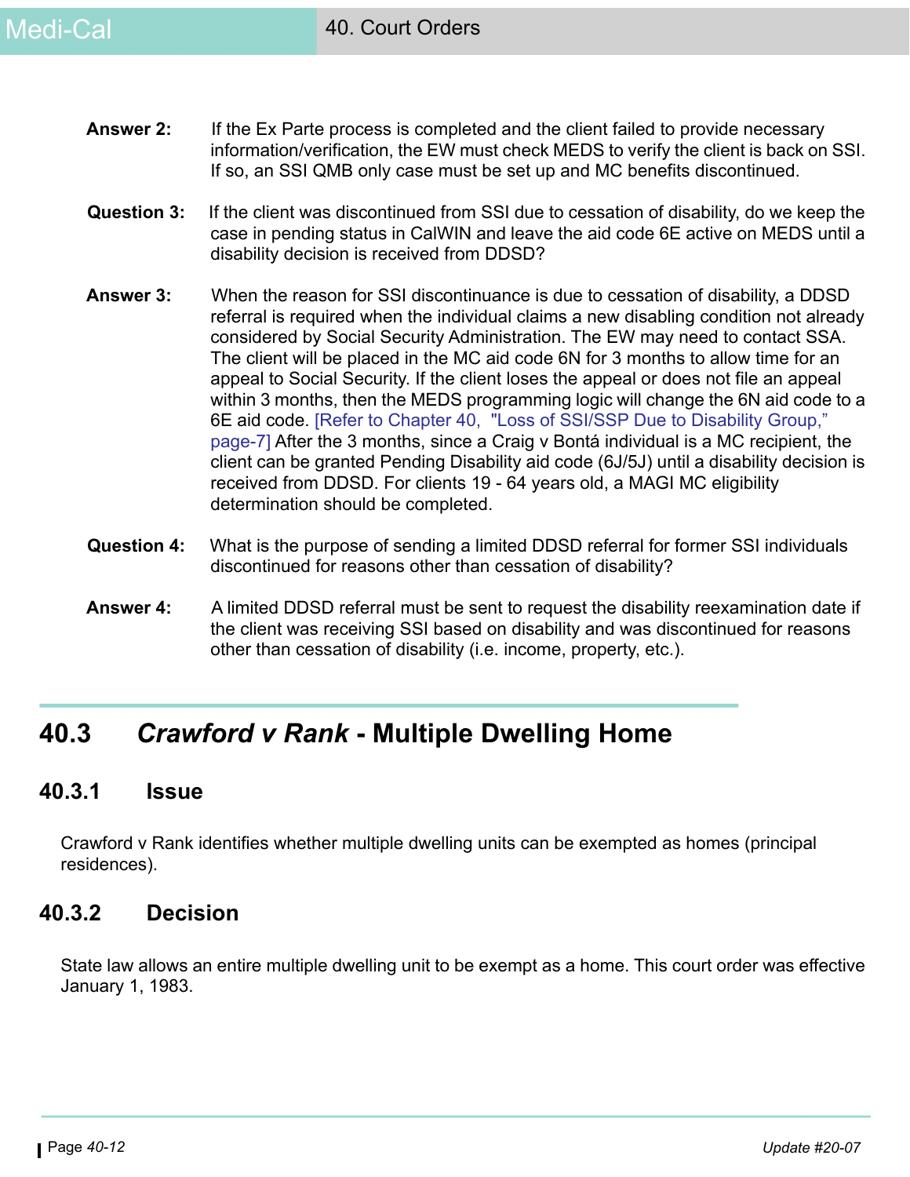**Answer 2:** If the Ex Parte process is completed and the client failed to provide necessary information/verification, the EW must check MEDS to verify the client is back on SSI. If so, an SSI QMB only case must be set up and MC benefits discontinued.

**Question 3:** If the client was discontinued from SSI due to cessation of disability, do we keep the case in pending status in CalWIN and leave the aid code 6E active on MEDS until a disability decision is received from DDSD?

**Answer 3:** When the reason for SSI discontinuance is due to cessation of disability, a DDSD referral is required when the individual claims a new disabling condition not already considered by Social Security Administration. The EW may need to contact SSA. The client will be placed in the MC aid code 6N for 3 months to allow time for an appeal to Social Security. If the client loses the appeal or does not file an appeal within 3 months, then the MEDS programming logic will change the 6N aid code to a 6E aid code. [Refer to Chapter 40, "Loss of SSI/SSP Due to Disability Group," page-7] After the 3 months, since a Craig v Bontá individual is a MC recipient, the client can be granted Pending Disability aid code (6J/5J) until a disability decision is received from DDSD. For clients 19 - 64 years old, a MAGI MC eligibility determination should be completed.

**Question 4:** What is the purpose of sending a limited DDSD referral for former SSI individuals discontinued for reasons other than cessation of disability?

**Answer 4:** A limited DDSD referral must be sent to request the disability reexamination date if the client was receiving SSI based on disability and was discontinued for reasons other than cessation of disability (i.e. income, property, etc.).

## 40.3 *Crawford v Rank* - Multiple Dwelling Home

### 40.3.1 Issue

Crawford v Rank identifies whether multiple dwelling units can be exempted as homes (principal residences).

### 40.3.2 Decision

State law allows an entire multiple dwelling unit to be exempt as a home. This court order was effective January 1, 1983.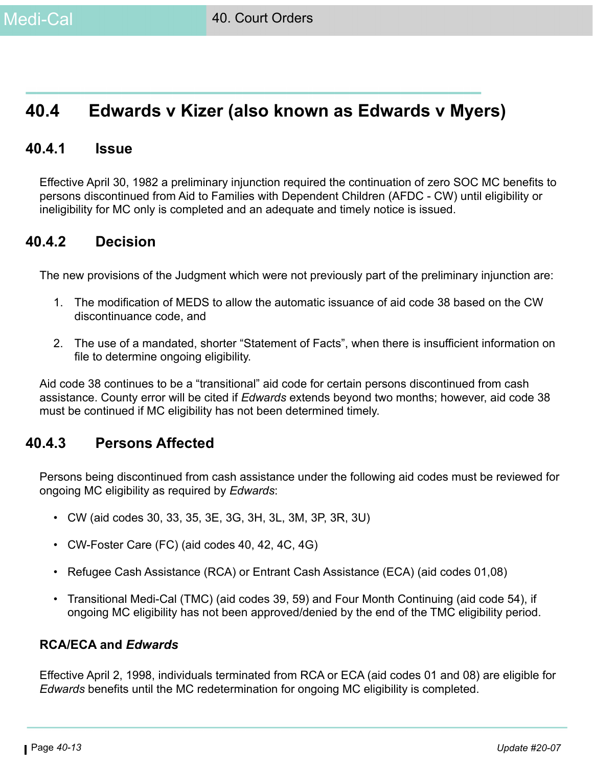## 40.4 Edwards v Kizer (also known as Edwards v Myers)

### 40.4.1 Issue

Effective April 30, 1982 a preliminary injunction required the continuation of zero SOC MC benefits to persons discontinued from Aid to Families with Dependent Children (AFDC - CW) until eligibility or ineligibility for MC only is completed and an adequate and timely notice is issued.

### 40.4.2 Decision

The new provisions of the Judgment which were not previously part of the preliminary injunction are:

1. The modification of MEDS to allow the automatic issuance of aid code 38 based on the CW discontinuance code, and
2. The use of a mandated, shorter "Statement of Facts", when there is insufficient information on file to determine ongoing eligibility.

Aid code 38 continues to be a "transitional" aid code for certain persons discontinued from cash assistance. County error will be cited if *Edwards* extends beyond two months; however, aid code 38 must be continued if MC eligibility has not been determined timely.

### 40.4.3 Persons Affected

Persons being discontinued from cash assistance under the following aid codes must be reviewed for ongoing MC eligibility as required by *Edwards*:

- CW (aid codes 30, 33, 35, 3E, 3G, 3H, 3L, 3M, 3P, 3R, 3U)
- CW-Foster Care (FC) (aid codes 40, 42, 4C, 4G)
- Refugee Cash Assistance (RCA) or Entrant Cash Assistance (ECA) (aid codes 01,08)
- Transitional Medi-Cal (TMC) (aid codes 39, 59) and Four Month Continuing (aid code 54), if ongoing MC eligibility has not been approved/denied by the end of the TMC eligibility period.

**RCA/ECA and *Edwards***

Effective April 2, 1998, individuals terminated from RCA or ECA (aid codes 01 and 08) are eligible for *Edwards* benefits until the MC redetermination for ongoing MC eligibility is completed.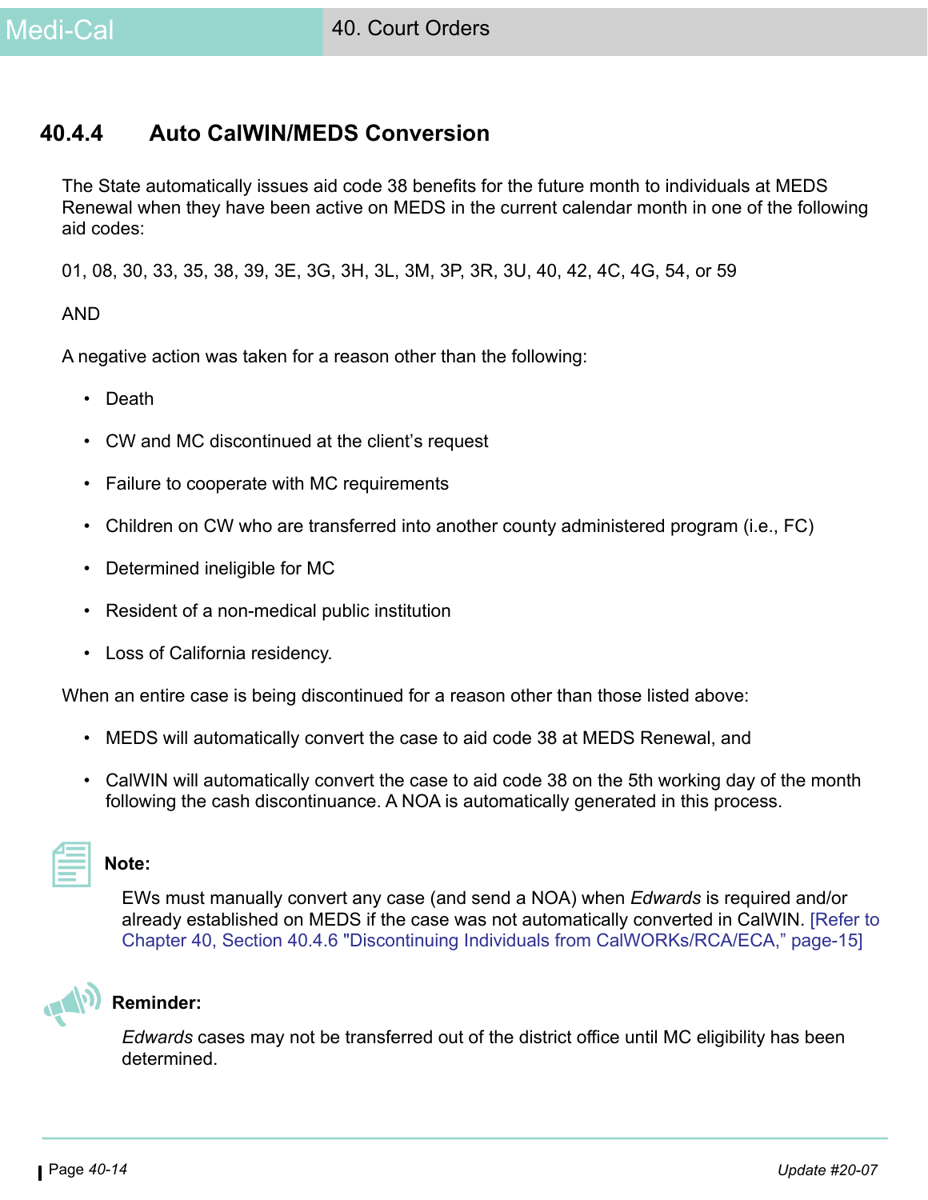### 40.4.4 Auto CalWIN/MEDS Conversion

The State automatically issues aid code 38 benefits for the future month to individuals at MEDS Renewal when they have been active on MEDS in the current calendar month in one of the following aid codes:

01, 08, 30, 33, 35, 38, 39, 3E, 3G, 3H, 3L, 3M, 3P, 3R, 3U, 40, 42, 4C, 4G, 54, or 59

AND

A negative action was taken for a reason other than the following:

- Death
- CW and MC discontinued at the client's request
- Failure to cooperate with MC requirements
- Children on CW who are transferred into another county administered program (i.e., FC)
- Determined ineligible for MC
- Resident of a non-medical public institution
- Loss of California residency.

When an entire case is being discontinued for a reason other than those listed above:

- MEDS will automatically convert the case to aid code 38 at MEDS Renewal, and
- CalWIN will automatically convert the case to aid code 38 on the 5th working day of the month following the cash discontinuance. A NOA is automatically generated in this process.

**Note:**

EWs must manually convert any case (and send a NOA) when *Edwards* is required and/or already established on MEDS if the case was not automatically converted in CalWIN. [Refer to Chapter 40, Section 40.4.6 "Discontinuing Individuals from CalWORKs/RCA/ECA," page-15]

**Reminder:**

*Edwards* cases may not be transferred out of the district office until MC eligibility has been determined.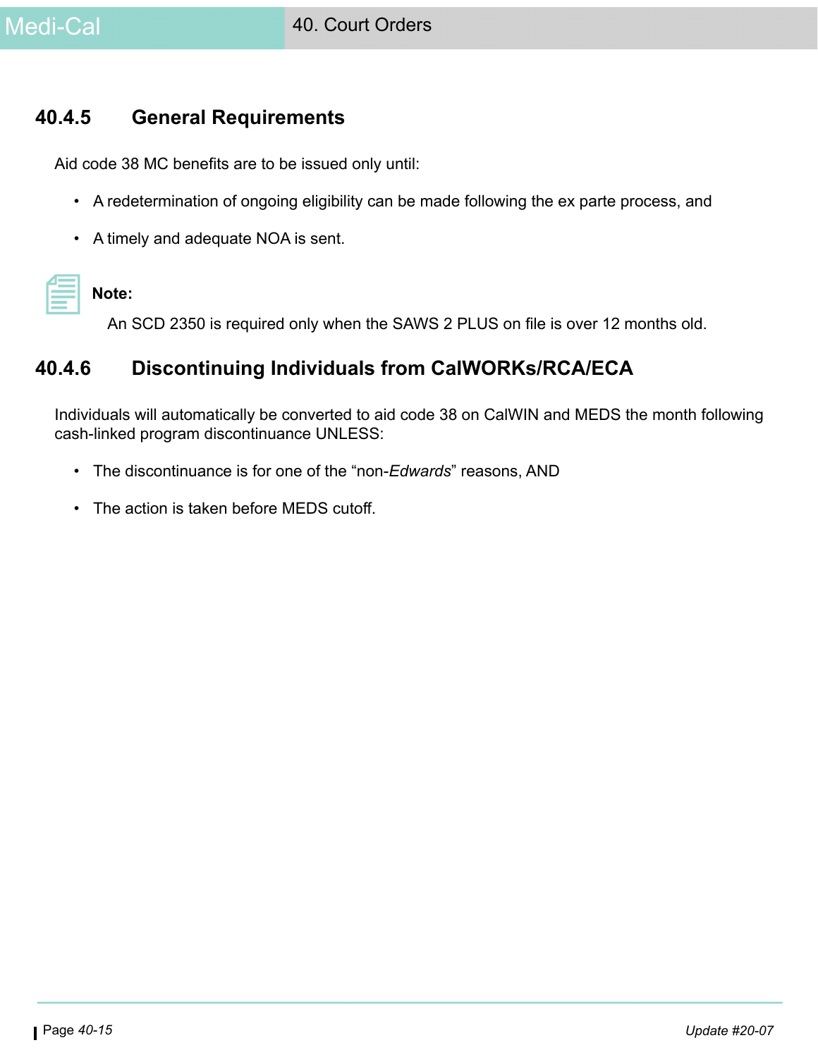## 40.4.5 General Requirements

Aid code 38 MC benefits are to be issued only until:

- A redetermination of ongoing eligibility can be made following the ex parte process, and
- A timely and adequate NOA is sent.

**Note:**

An SCD 2350 is required only when the SAWS 2 PLUS on file is over 12 months old.

## 40.4.6 Discontinuing Individuals from CalWORKs/RCA/ECA

Individuals will automatically be converted to aid code 38 on CalWIN and MEDS the month following cash-linked program discontinuance UNLESS:

- The discontinuance is for one of the "non-*Edwards*" reasons, AND
- The action is taken before MEDS cutoff.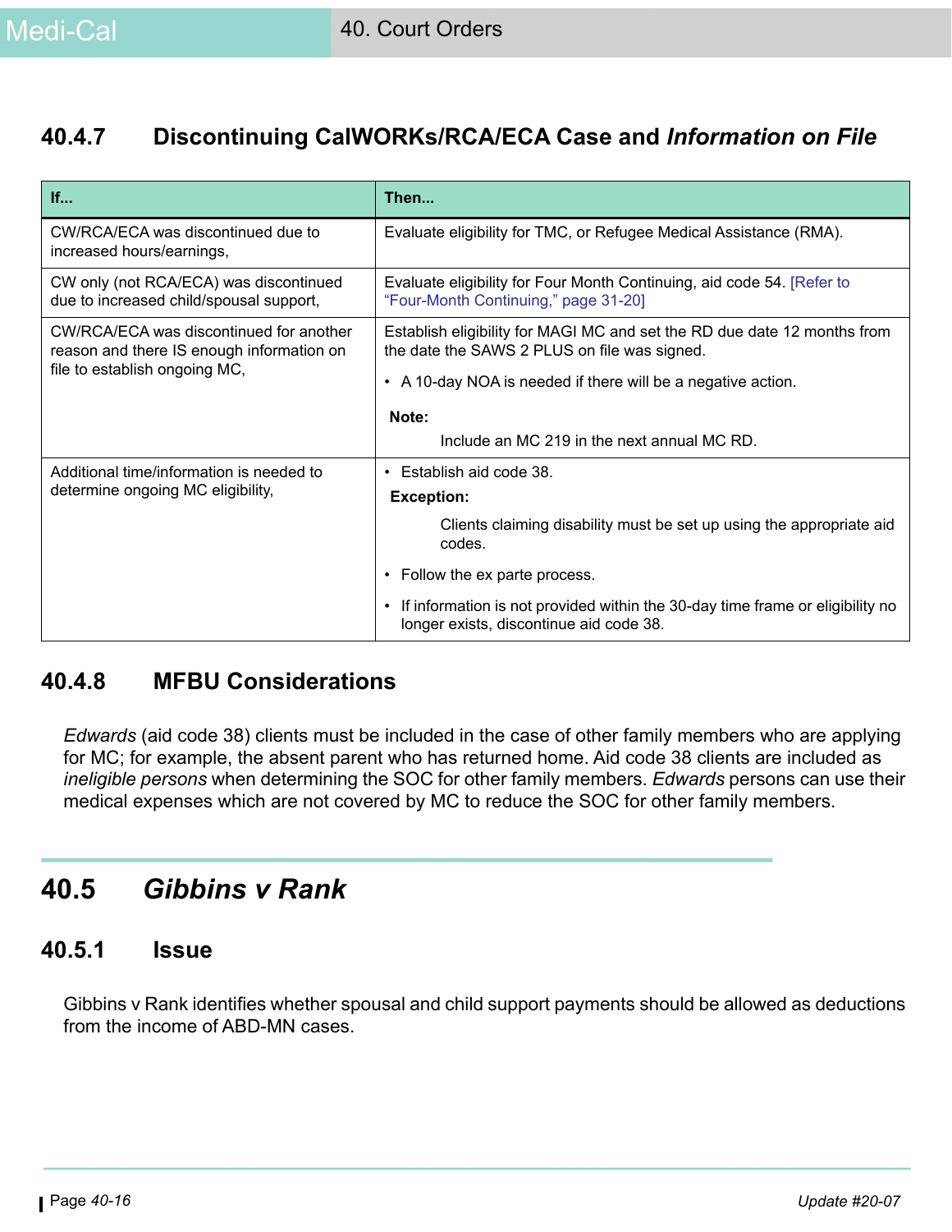### 40.4.7 Discontinuing CalWORKs/RCA/ECA Case and *Information on File*

| If... | Then... |
|---|---|
| CW/RCA/ECA was discontinued due to increased hours/earnings, | Evaluate eligibility for TMC, or Refugee Medical Assistance (RMA). |
| CW only (not RCA/ECA) was discontinued due to increased child/spousal support, | Evaluate eligibility for Four Month Continuing, aid code 54. [Refer to "Four-Month Continuing," page 31-20] |
| CW/RCA/ECA was discontinued for another reason and there IS enough information on file to establish ongoing MC, | Establish eligibility for MAGI MC and set the RD due date 12 months from the date the SAWS 2 PLUS on file was signed.<br>• A 10-day NOA is needed if there will be a negative action.<br>**Note:** Include an MC 219 in the next annual MC RD. |
| Additional time/information is needed to determine ongoing MC eligibility, | • Establish aid code 38.<br>**Exception:** Clients claiming disability must be set up using the appropriate aid codes.<br>• Follow the ex parte process.<br>• If information is not provided within the 30-day time frame or eligibility no longer exists, discontinue aid code 38. |

### 40.4.8 MFBU Considerations

*Edwards* (aid code 38) clients must be included in the case of other family members who are applying for MC; for example, the absent parent who has returned home. Aid code 38 clients are included as *ineligible persons* when determining the SOC for other family members. *Edwards* persons can use their medical expenses which are not covered by MC to reduce the SOC for other family members.

## 40.5 *Gibbins v Rank*

### 40.5.1 Issue

Gibbins v Rank identifies whether spousal and child support payments should be allowed as deductions from the income of ABD-MN cases.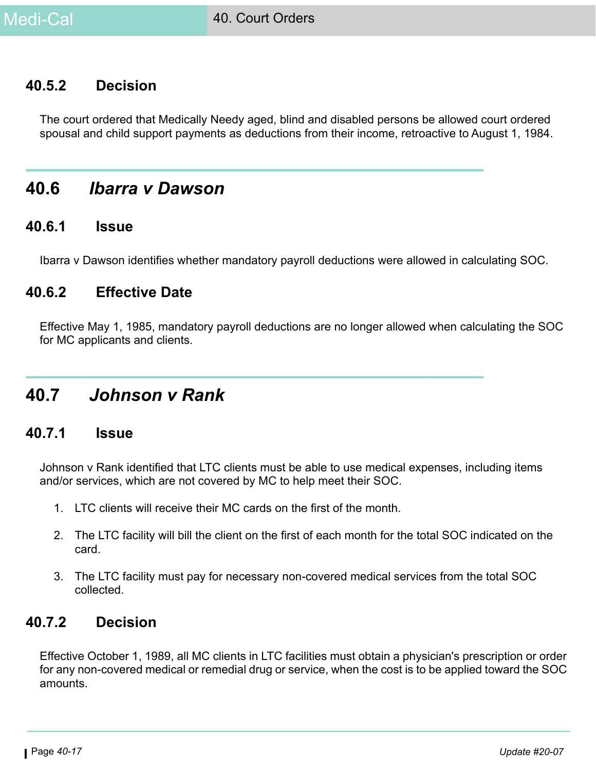### 40.5.2 Decision

The court ordered that Medically Needy aged, blind and disabled persons be allowed court ordered spousal and child support payments as deductions from their income, retroactive to August 1, 1984.

## 40.6 *Ibarra v Dawson*

### 40.6.1 Issue

Ibarra v Dawson identifies whether mandatory payroll deductions were allowed in calculating SOC.

### 40.6.2 Effective Date

Effective May 1, 1985, mandatory payroll deductions are no longer allowed when calculating the SOC for MC applicants and clients.

## 40.7 *Johnson v Rank*

### 40.7.1 Issue

Johnson v Rank identified that LTC clients must be able to use medical expenses, including items and/or services, which are not covered by MC to help meet their SOC.

1. LTC clients will receive their MC cards on the first of the month.
2. The LTC facility will bill the client on the first of each month for the total SOC indicated on the card.
3. The LTC facility must pay for necessary non-covered medical services from the total SOC collected.

### 40.7.2 Decision

Effective October 1, 1989, all MC clients in LTC facilities must obtain a physician's prescription or order for any non-covered medical or remedial drug or service, when the cost is to be applied toward the SOC amounts.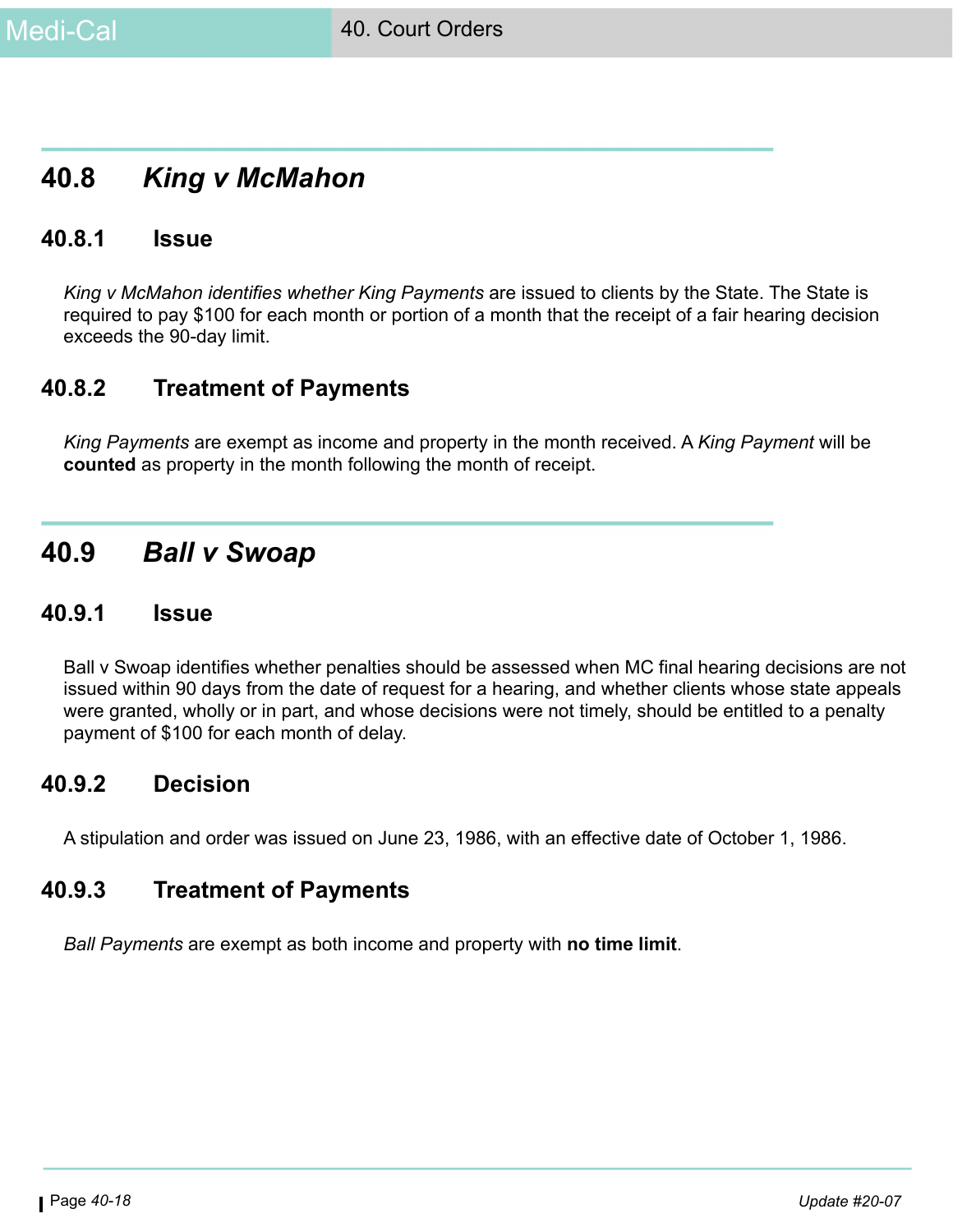## 40.8 *King v McMahon*

### 40.8.1 Issue

*King v McMahon identifies whether King Payments* are issued to clients by the State. The State is required to pay $100 for each month or portion of a month that the receipt of a fair hearing decision exceeds the 90-day limit.

### 40.8.2 Treatment of Payments

*King Payments* are exempt as income and property in the month received. A *King Payment* will be **counted** as property in the month following the month of receipt.

## 40.9 *Ball v Swoap*

### 40.9.1 Issue

Ball v Swoap identifies whether penalties should be assessed when MC final hearing decisions are not issued within 90 days from the date of request for a hearing, and whether clients whose state appeals were granted, wholly or in part, and whose decisions were not timely, should be entitled to a penalty payment of $100 for each month of delay.

### 40.9.2 Decision

A stipulation and order was issued on June 23, 1986, with an effective date of October 1, 1986.

### 40.9.3 Treatment of Payments

*Ball Payments* are exempt as both income and property with **no time limit**.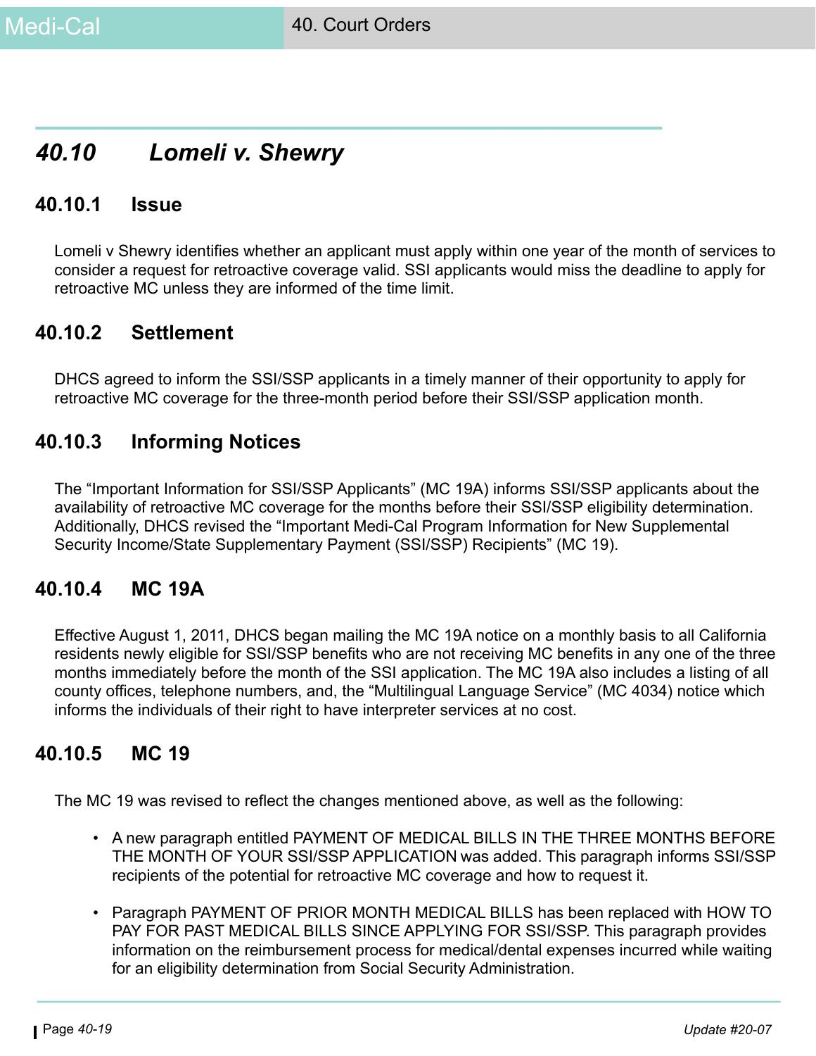## *40.10 Lomeli v. Shewry*

### 40.10.1 Issue

Lomeli v Shewry identifies whether an applicant must apply within one year of the month of services to consider a request for retroactive coverage valid. SSI applicants would miss the deadline to apply for retroactive MC unless they are informed of the time limit.

### 40.10.2 Settlement

DHCS agreed to inform the SSI/SSP applicants in a timely manner of their opportunity to apply for retroactive MC coverage for the three-month period before their SSI/SSP application month.

### 40.10.3 Informing Notices

The "Important Information for SSI/SSP Applicants" (MC 19A) informs SSI/SSP applicants about the availability of retroactive MC coverage for the months before their SSI/SSP eligibility determination. Additionally, DHCS revised the "Important Medi-Cal Program Information for New Supplemental Security Income/State Supplementary Payment (SSI/SSP) Recipients" (MC 19).

### 40.10.4 MC 19A

Effective August 1, 2011, DHCS began mailing the MC 19A notice on a monthly basis to all California residents newly eligible for SSI/SSP benefits who are not receiving MC benefits in any one of the three months immediately before the month of the SSI application. The MC 19A also includes a listing of all county offices, telephone numbers, and, the "Multilingual Language Service" (MC 4034) notice which informs the individuals of their right to have interpreter services at no cost.

### 40.10.5 MC 19

The MC 19 was revised to reflect the changes mentioned above, as well as the following:

- A new paragraph entitled PAYMENT OF MEDICAL BILLS IN THE THREE MONTHS BEFORE THE MONTH OF YOUR SSI/SSP APPLICATION was added. This paragraph informs SSI/SSP recipients of the potential for retroactive MC coverage and how to request it.
- Paragraph PAYMENT OF PRIOR MONTH MEDICAL BILLS has been replaced with HOW TO PAY FOR PAST MEDICAL BILLS SINCE APPLYING FOR SSI/SSP. This paragraph provides information on the reimbursement process for medical/dental expenses incurred while waiting for an eligibility determination from Social Security Administration.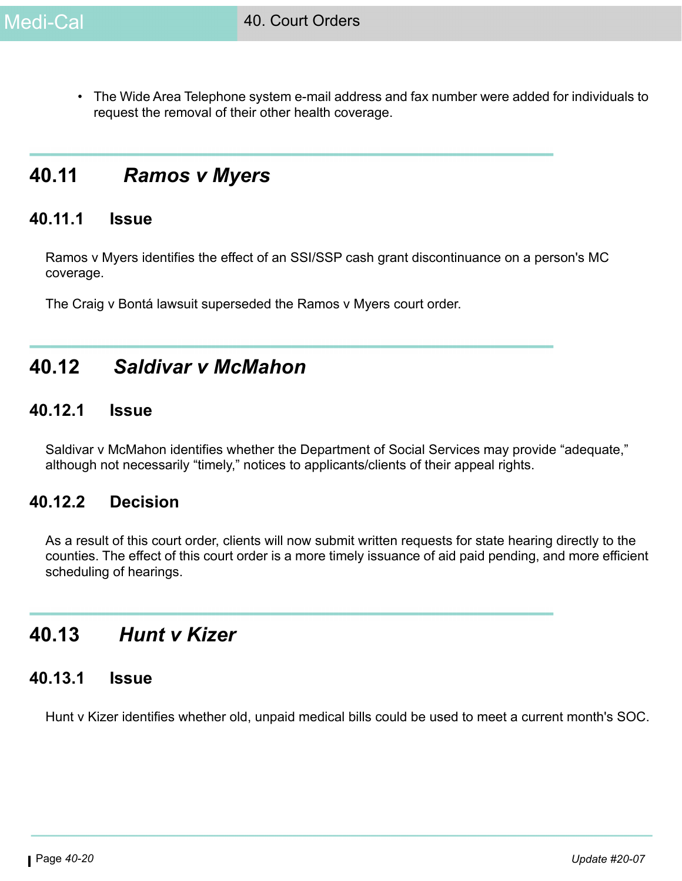- The Wide Area Telephone system e-mail address and fax number were added for individuals to request the removal of their other health coverage.

## 40.11 *Ramos v Myers*

### 40.11.1 Issue

Ramos v Myers identifies the effect of an SSI/SSP cash grant discontinuance on a person's MC coverage.

The Craig v Bontá lawsuit superseded the Ramos v Myers court order.

## 40.12 *Saldivar v McMahon*

### 40.12.1 Issue

Saldivar v McMahon identifies whether the Department of Social Services may provide "adequate," although not necessarily "timely," notices to applicants/clients of their appeal rights.

### 40.12.2 Decision

As a result of this court order, clients will now submit written requests for state hearing directly to the counties. The effect of this court order is a more timely issuance of aid paid pending, and more efficient scheduling of hearings.

## 40.13 *Hunt v Kizer*

### 40.13.1 Issue

Hunt v Kizer identifies whether old, unpaid medical bills could be used to meet a current month's SOC.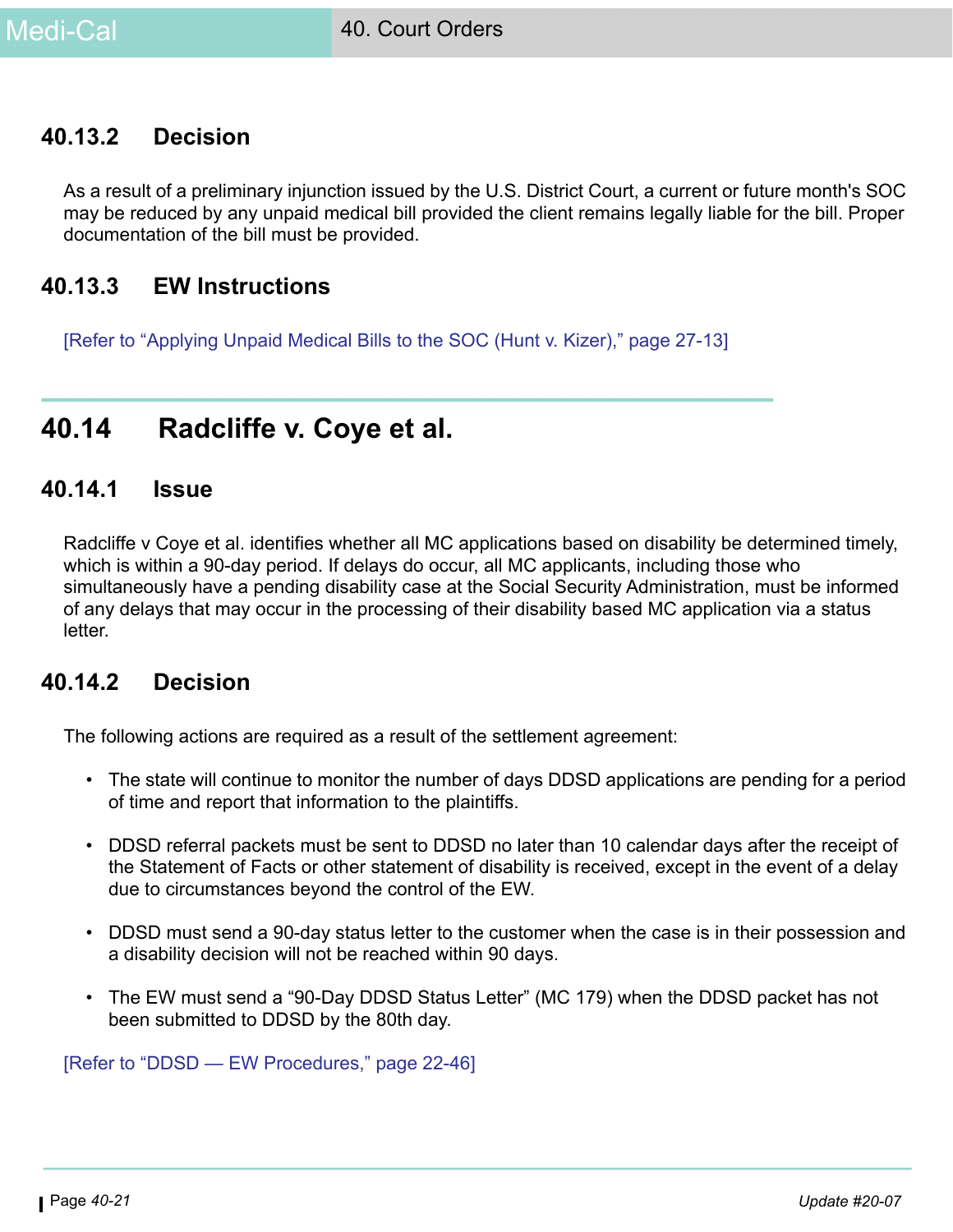### 40.13.2 Decision

As a result of a preliminary injunction issued by the U.S. District Court, a current or future month's SOC may be reduced by any unpaid medical bill provided the client remains legally liable for the bill. Proper documentation of the bill must be provided.

### 40.13.3 EW Instructions

[Refer to "Applying Unpaid Medical Bills to the SOC (Hunt v. Kizer)," page 27-13]

## 40.14 Radcliffe v. Coye et al.

### 40.14.1 Issue

Radcliffe v Coye et al. identifies whether all MC applications based on disability be determined timely, which is within a 90-day period. If delays do occur, all MC applicants, including those who simultaneously have a pending disability case at the Social Security Administration, must be informed of any delays that may occur in the processing of their disability based MC application via a status letter.

### 40.14.2 Decision

The following actions are required as a result of the settlement agreement:

- The state will continue to monitor the number of days DDSD applications are pending for a period of time and report that information to the plaintiffs.
- DDSD referral packets must be sent to DDSD no later than 10 calendar days after the receipt of the Statement of Facts or other statement of disability is received, except in the event of a delay due to circumstances beyond the control of the EW.
- DDSD must send a 90-day status letter to the customer when the case is in their possession and a disability decision will not be reached within 90 days.
- The EW must send a "90-Day DDSD Status Letter" (MC 179) when the DDSD packet has not been submitted to DDSD by the 80th day.

[Refer to "DDSD — EW Procedures," page 22-46]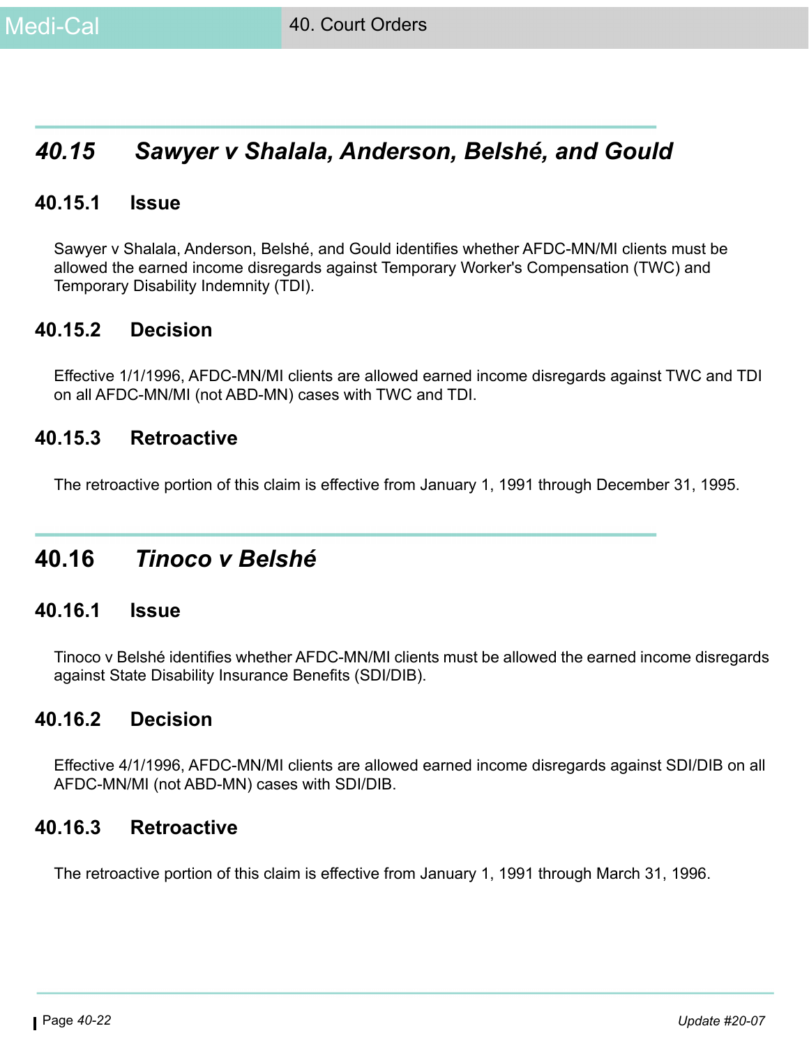## *40.15 Sawyer v Shalala, Anderson, Belshé, and Gould*

### 40.15.1 Issue

Sawyer v Shalala, Anderson, Belshé, and Gould identifies whether AFDC-MN/MI clients must be allowed the earned income disregards against Temporary Worker's Compensation (TWC) and Temporary Disability Indemnity (TDI).

### 40.15.2 Decision

Effective 1/1/1996, AFDC-MN/MI clients are allowed earned income disregards against TWC and TDI on all AFDC-MN/MI (not ABD-MN) cases with TWC and TDI.

### 40.15.3 Retroactive

The retroactive portion of this claim is effective from January 1, 1991 through December 31, 1995.

## 40.16 *Tinoco v Belshé*

### 40.16.1 Issue

Tinoco v Belshé identifies whether AFDC-MN/MI clients must be allowed the earned income disregards against State Disability Insurance Benefits (SDI/DIB).

### 40.16.2 Decision

Effective 4/1/1996, AFDC-MN/MI clients are allowed earned income disregards against SDI/DIB on all AFDC-MN/MI (not ABD-MN) cases with SDI/DIB.

### 40.16.3 Retroactive

The retroactive portion of this claim is effective from January 1, 1991 through March 31, 1996.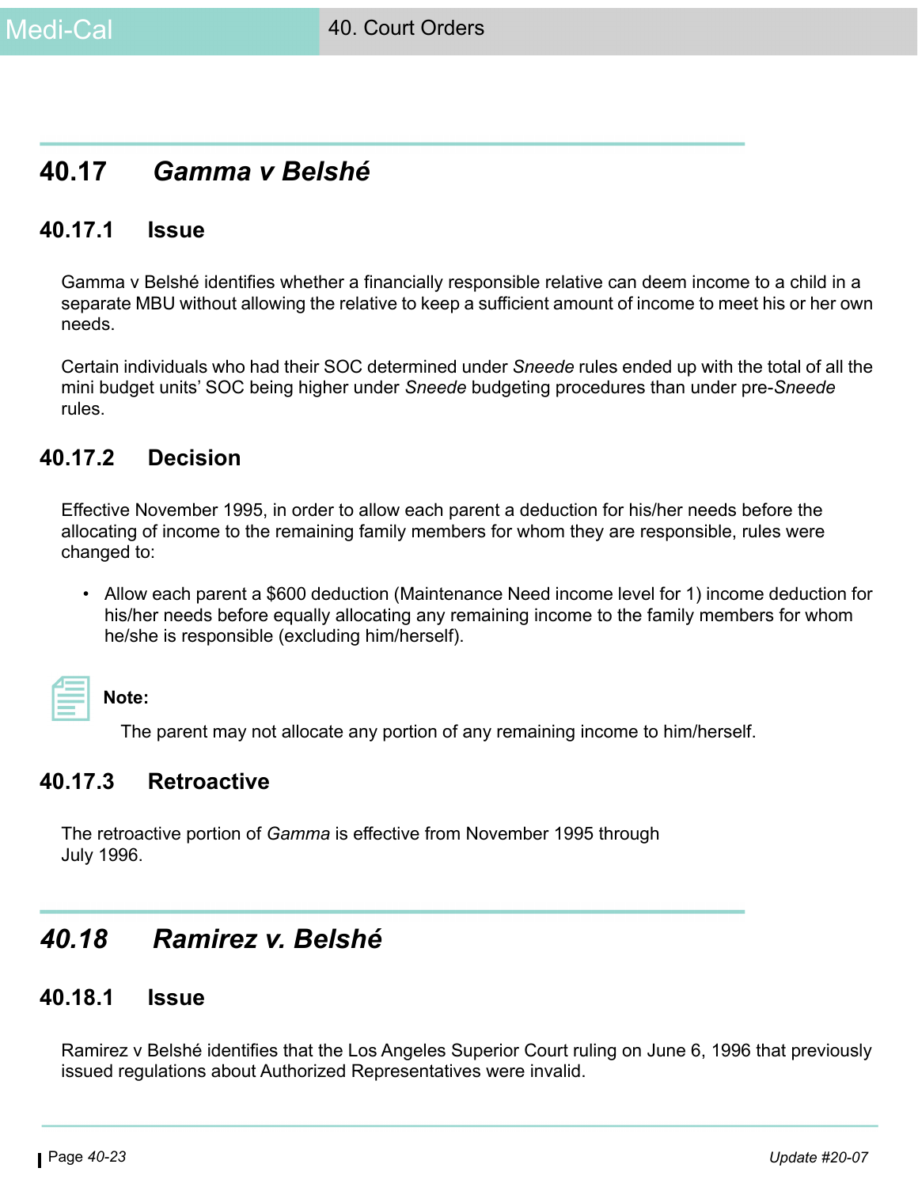## 40.17 *Gamma v Belshé*

### 40.17.1 Issue

Gamma v Belshé identifies whether a financially responsible relative can deem income to a child in a separate MBU without allowing the relative to keep a sufficient amount of income to meet his or her own needs.

Certain individuals who had their SOC determined under *Sneede* rules ended up with the total of all the mini budget units' SOC being higher under *Sneede* budgeting procedures than under pre-*Sneede* rules.

### 40.17.2 Decision

Effective November 1995, in order to allow each parent a deduction for his/her needs before the allocating of income to the remaining family members for whom they are responsible, rules were changed to:

- Allow each parent a $600 deduction (Maintenance Need income level for 1) income deduction for his/her needs before equally allocating any remaining income to the family members for whom he/she is responsible (excluding him/herself).

**Note:**

The parent may not allocate any portion of any remaining income to him/herself.

### 40.17.3 Retroactive

The retroactive portion of *Gamma* is effective from November 1995 through July 1996.

## *40.18 Ramirez v. Belshé*

### 40.18.1 Issue

Ramirez v Belshé identifies that the Los Angeles Superior Court ruling on June 6, 1996 that previously issued regulations about Authorized Representatives were invalid.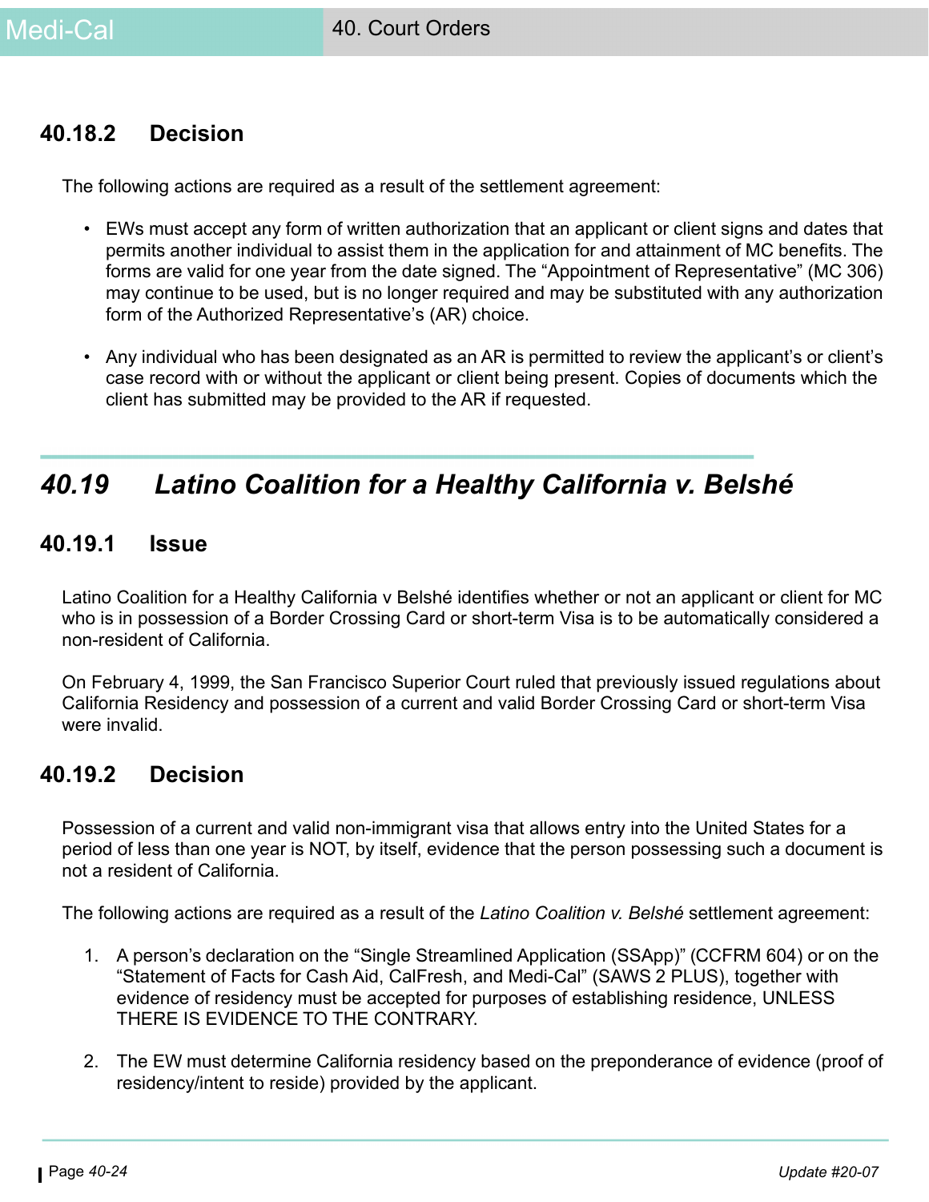### 40.18.2 Decision

The following actions are required as a result of the settlement agreement:

- EWs must accept any form of written authorization that an applicant or client signs and dates that permits another individual to assist them in the application for and attainment of MC benefits. The forms are valid for one year from the date signed. The "Appointment of Representative" (MC 306) may continue to be used, but is no longer required and may be substituted with any authorization form of the Authorized Representative's (AR) choice.

- Any individual who has been designated as an AR is permitted to review the applicant's or client's case record with or without the applicant or client being present. Copies of documents which the client has submitted may be provided to the AR if requested.

## *40.19 Latino Coalition for a Healthy California v. Belshé*

### 40.19.1 Issue

Latino Coalition for a Healthy California v Belshé identifies whether or not an applicant or client for MC who is in possession of a Border Crossing Card or short-term Visa is to be automatically considered a non-resident of California.

On February 4, 1999, the San Francisco Superior Court ruled that previously issued regulations about California Residency and possession of a current and valid Border Crossing Card or short-term Visa were invalid.

### 40.19.2 Decision

Possession of a current and valid non-immigrant visa that allows entry into the United States for a period of less than one year is NOT, by itself, evidence that the person possessing such a document is not a resident of California.

The following actions are required as a result of the *Latino Coalition v. Belshé* settlement agreement:

1. A person's declaration on the "Single Streamlined Application (SSApp)" (CCFRM 604) or on the "Statement of Facts for Cash Aid, CalFresh, and Medi-Cal" (SAWS 2 PLUS), together with evidence of residency must be accepted for purposes of establishing residence, UNLESS THERE IS EVIDENCE TO THE CONTRARY.

2. The EW must determine California residency based on the preponderance of evidence (proof of residency/intent to reside) provided by the applicant.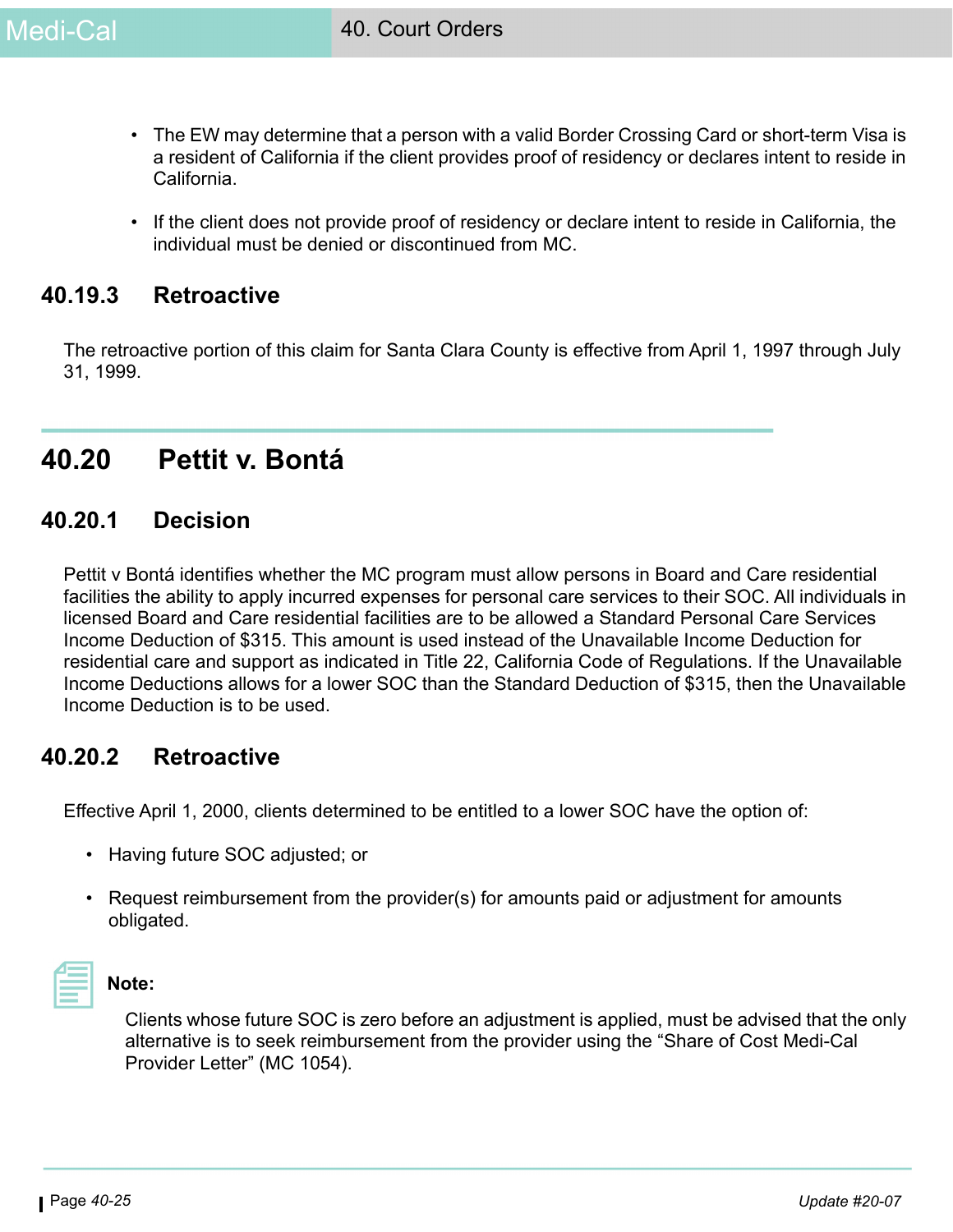- The EW may determine that a person with a valid Border Crossing Card or short-term Visa is a resident of California if the client provides proof of residency or declares intent to reside in California.

- If the client does not provide proof of residency or declare intent to reside in California, the individual must be denied or discontinued from MC.

### 40.19.3 Retroactive

The retroactive portion of this claim for Santa Clara County is effective from April 1, 1997 through July 31, 1999.

## 40.20 Pettit v. Bontá

### 40.20.1 Decision

Pettit v Bontá identifies whether the MC program must allow persons in Board and Care residential facilities the ability to apply incurred expenses for personal care services to their SOC. All individuals in licensed Board and Care residential facilities are to be allowed a Standard Personal Care Services Income Deduction of $315. This amount is used instead of the Unavailable Income Deduction for residential care and support as indicated in Title 22, California Code of Regulations. If the Unavailable Income Deductions allows for a lower SOC than the Standard Deduction of $315, then the Unavailable Income Deduction is to be used.

### 40.20.2 Retroactive

Effective April 1, 2000, clients determined to be entitled to a lower SOC have the option of:

- Having future SOC adjusted; or

- Request reimbursement from the provider(s) for amounts paid or adjustment for amounts obligated.

**Note:**

Clients whose future SOC is zero before an adjustment is applied, must be advised that the only alternative is to seek reimbursement from the provider using the "Share of Cost Medi-Cal Provider Letter" (MC 1054).